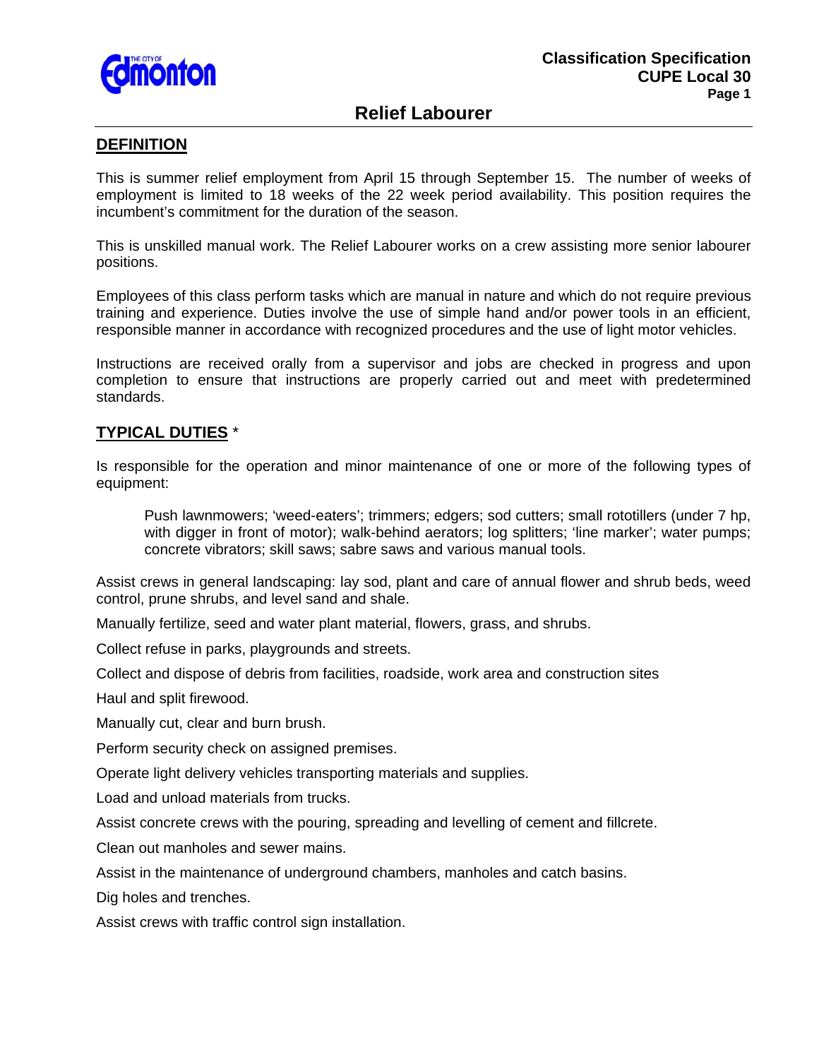# Relief Labourer

## DEFINITION

This is summer relief employment from April 15 through September 15. The number of weeks of employment is limited to 18 weeks of the 22 week period availability. This position requires the incumbent's commitment for the duration of the season.

This is unskilled manual work. The Relief Labourer works on a crew assisting more senior labourer positions.

Employees of this class perform tasks which are manual in nature and which do not require previous training and experience. Duties involve the use of simple hand and/or power tools in an efficient, responsible manner in accordance with recognized procedures and the use of light motor vehicles.

Instructions are received orally from a supervisor and jobs are checked in progress and upon completion to ensure that instructions are properly carried out and meet with predetermined standards.

## TYPICAL DUTIES *

Is responsible for the operation and minor maintenance of one or more of the following types of equipment:

> Push lawnmowers; 'weed-eaters'; trimmers; edgers; sod cutters; small rototillers (under 7 hp, with digger in front of motor); walk-behind aerators; log splitters; 'line marker'; water pumps; concrete vibrators; skill saws; sabre saws and various manual tools.

Assist crews in general landscaping: lay sod, plant and care of annual flower and shrub beds, weed control, prune shrubs, and level sand and shale.

Manually fertilize, seed and water plant material, flowers, grass, and shrubs.

Collect refuse in parks, playgrounds and streets.

Collect and dispose of debris from facilities, roadside, work area and construction sites

Haul and split firewood.

Manually cut, clear and burn brush.

Perform security check on assigned premises.

Operate light delivery vehicles transporting materials and supplies.

Load and unload materials from trucks.

Assist concrete crews with the pouring, spreading and levelling of cement and fillcrete.

Clean out manholes and sewer mains.

Assist in the maintenance of underground chambers, manholes and catch basins.

Dig holes and trenches.

Assist crews with traffic control sign installation.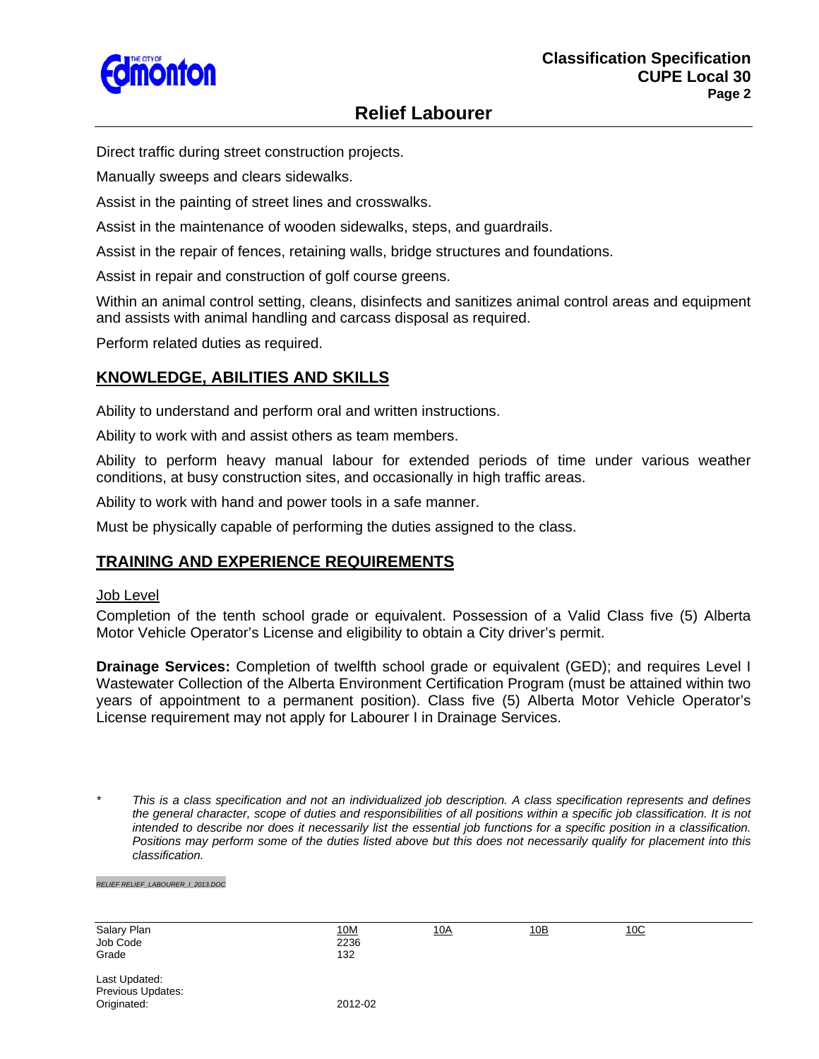Direct traffic during street construction projects.

Manually sweeps and clears sidewalks.

Assist in the painting of street lines and crosswalks.

Assist in the maintenance of wooden sidewalks, steps, and guardrails.

Assist in the repair of fences, retaining walls, bridge structures and foundations.

Assist in repair and construction of golf course greens.

Within an animal control setting, cleans, disinfects and sanitizes animal control areas and equipment and assists with animal handling and carcass disposal as required.

Perform related duties as required.

## KNOWLEDGE, ABILITIES AND SKILLS

Ability to understand and perform oral and written instructions.

Ability to work with and assist others as team members.

Ability to perform heavy manual labour for extended periods of time under various weather conditions, at busy construction sites, and occasionally in high traffic areas.

Ability to work with hand and power tools in a safe manner.

Must be physically capable of performing the duties assigned to the class.

## TRAINING AND EXPERIENCE REQUIREMENTS

Job Level

Completion of the tenth school grade or equivalent. Possession of a Valid Class five (5) Alberta Motor Vehicle Operator's License and eligibility to obtain a City driver's permit.

**Drainage Services:** Completion of twelfth school grade or equivalent (GED); and requires Level I Wastewater Collection of the Alberta Environment Certification Program (must be attained within two years of appointment to a permanent position). Class five (5) Alberta Motor Vehicle Operator's License requirement may not apply for Labourer I in Drainage Services.

\* *This is a class specification and not an individualized job description. A class specification represents and defines the general character, scope of duties and responsibilities of all positions within a specific job classification. It is not intended to describe nor does it necessarily list the essential job functions for a specific position in a classification. Positions may perform some of the duties listed above but this does not necessarily qualify for placement into this classification.*

*RELIEF RELIEF_LABOURER_I_2013.DOC*

| | | | | |
|---|---|---|---|---|
| Salary Plan | 10M | 10A | 10B | 10C |
| Job Code | 2236 | | | |
| Grade | 132 | | | |

Last Updated:
Previous Updates:
Originated: 2012-02